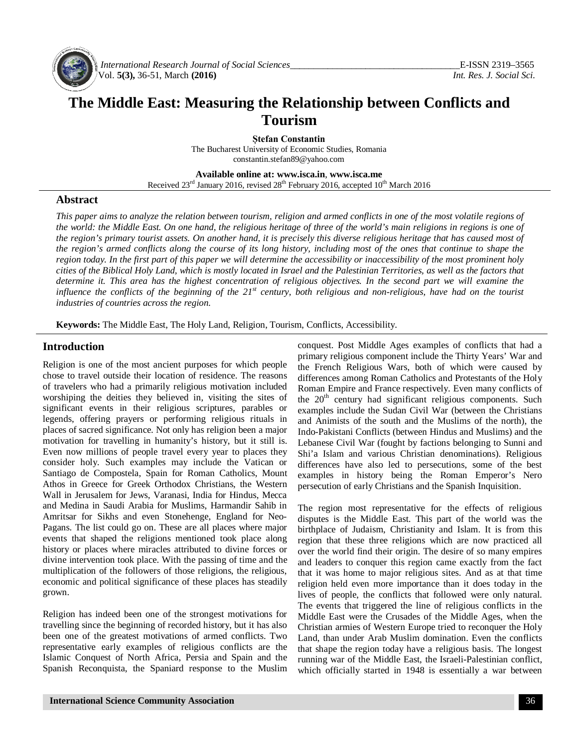# The Middle East: Measuring the Relationship between Conflicts and Tourism

**Ștefan Constantin**
The Bucharest University of Economic Studies, Romania
constantin.stefan89@yahoo.com

**Available online at: www.isca.in, www.isca.me**
Received 23rd January 2016, revised 28th February 2016, accepted 10th March 2016

## Abstract

*This paper aims to analyze the relation between tourism, religion and armed conflicts in one of the most volatile regions of the world: the Middle East. On one hand, the religious heritage of three of the world's main religions in regions is one of the region's primary tourist assets. On another hand, it is precisely this diverse religious heritage that has caused most of the region's armed conflicts along the course of its long history, including most of the ones that continue to shape the region today. In the first part of this paper we will determine the accessibility or inaccessibility of the most prominent holy cities of the Biblical Holy Land, which is mostly located in Israel and the Palestinian Territories, as well as the factors that determine it. This area has the highest concentration of religious objectives. In the second part we will examine the influence the conflicts of the beginning of the 21st century, both religious and non-religious, have had on the tourist industries of countries across the region.*

**Keywords:** The Middle East, The Holy Land, Religion, Tourism, Conflicts, Accessibility.

## Introduction

Religion is one of the most ancient purposes for which people chose to travel outside their location of residence. The reasons of travelers who had a primarily religious motivation included worshiping the deities they believed in, visiting the sites of significant events in their religious scriptures, parables or legends, offering prayers or performing religious rituals in places of sacred significance. Not only has religion been a major motivation for travelling in humanity's history, but it still is. Even now millions of people travel every year to places they consider holy. Such examples may include the Vatican or Santiago de Compostela, Spain for Roman Catholics, Mount Athos in Greece for Greek Orthodox Christians, the Western Wall in Jerusalem for Jews, Varanasi, India for Hindus, Mecca and Medina in Saudi Arabia for Muslims, Harmandir Sahib in Amritsar for Sikhs and even Stonehenge, England for Neo-Pagans. The list could go on. These are all places where major events that shaped the religions mentioned took place along history or places where miracles attributed to divine forces or divine intervention took place. With the passing of time and the multiplication of the followers of those religions, the religious, economic and political significance of these places has steadily grown.

Religion has indeed been one of the strongest motivations for travelling since the beginning of recorded history, but it has also been one of the greatest motivations of armed conflicts. Two representative early examples of religious conflicts are the Islamic Conquest of North Africa, Persia and Spain and the Spanish Reconquista, the Spaniard response to the Muslim conquest. Post Middle Ages examples of conflicts that had a primary religious component include the Thirty Years' War and the French Religious Wars, both of which were caused by differences among Roman Catholics and Protestants of the Holy Roman Empire and France respectively. Even many conflicts of the 20th century had significant religious components. Such examples include the Sudan Civil War (between the Christians and Animists of the south and the Muslims of the north), the Indo-Pakistani Conflicts (between Hindus and Muslims) and the Lebanese Civil War (fought by factions belonging to Sunni and Shi'a Islam and various Christian denominations). Religious differences have also led to persecutions, some of the best examples in history being the Roman Emperor's Nero persecution of early Christians and the Spanish Inquisition.

The region most representative for the effects of religious disputes is the Middle East. This part of the world was the birthplace of Judaism, Christianity and Islam. It is from this region that these three religions which are now practiced all over the world find their origin. The desire of so many empires and leaders to conquer this region came exactly from the fact that it was home to major religious sites. And as at that time religion held even more importance than it does today in the lives of people, the conflicts that followed were only natural. The events that triggered the line of religious conflicts in the Middle East were the Crusades of the Middle Ages, when the Christian armies of Western Europe tried to reconquer the Holy Land, than under Arab Muslim domination. Even the conflicts that shape the region today have a religious basis. The longest running war of the Middle East, the Israeli-Palestinian conflict, which officially started in 1948 is essentially a war between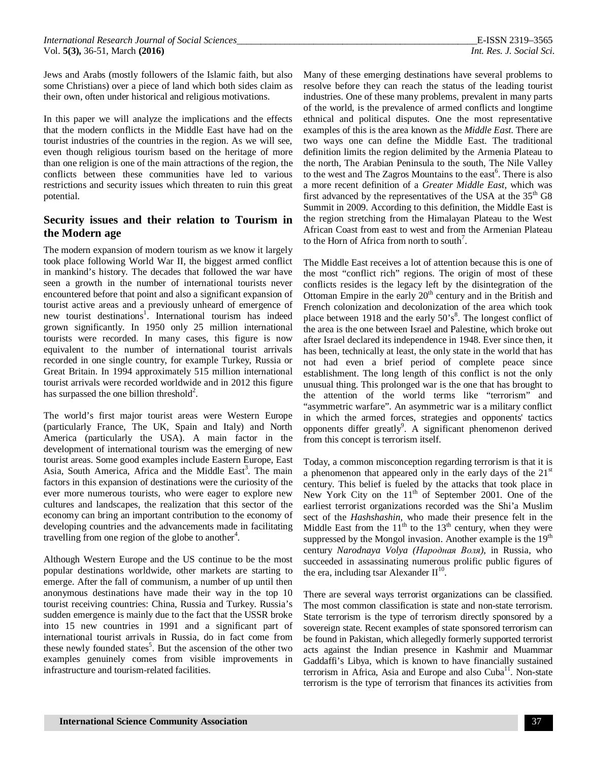Jews and Arabs (mostly followers of the Islamic faith, but also some Christians) over a piece of land which both sides claim as their own, often under historical and religious motivations.

In this paper we will analyze the implications and the effects that the modern conflicts in the Middle East have had on the tourist industries of the countries in the region. As we will see, even though religious tourism based on the heritage of more than one religion is one of the main attractions of the region, the conflicts between these communities have led to various restrictions and security issues which threaten to ruin this great potential.

## Security issues and their relation to Tourism in the Modern age

The modern expansion of modern tourism as we know it largely took place following World War II, the biggest armed conflict in mankind's history. The decades that followed the war have seen a growth in the number of international tourists never encountered before that point and also a significant expansion of tourist active areas and a previously unheard of emergence of new tourist destinations[1]. International tourism has indeed grown significantly. In 1950 only 25 million international tourists were recorded. In many cases, this figure is now equivalent to the number of international tourist arrivals recorded in one single country, for example Turkey, Russia or Great Britain. In 1994 approximately 515 million international tourist arrivals were recorded worldwide and in 2012 this figure has surpassed the one billion threshold[2].

The world's first major tourist areas were Western Europe (particularly France, The UK, Spain and Italy) and North America (particularly the USA). A main factor in the development of international tourism was the emerging of new tourist areas. Some good examples include Eastern Europe, East Asia, South America, Africa and the Middle East[3]. The main factors in this expansion of destinations were the curiosity of the ever more numerous tourists, who were eager to explore new cultures and landscapes, the realization that this sector of the economy can bring an important contribution to the economy of developing countries and the advancements made in facilitating travelling from one region of the globe to another[4].

Although Western Europe and the US continue to be the most popular destinations worldwide, other markets are starting to emerge. After the fall of communism, a number of up until then anonymous destinations have made their way in the top 10 tourist receiving countries: China, Russia and Turkey. Russia's sudden emergence is mainly due to the fact that the USSR broke into 15 new countries in 1991 and a significant part of international tourist arrivals in Russia, do in fact come from these newly founded states[5]. But the ascension of the other two examples genuinely comes from visible improvements in infrastructure and tourism-related facilities.

Many of these emerging destinations have several problems to resolve before they can reach the status of the leading tourist industries. One of these many problems, prevalent in many parts of the world, is the prevalence of armed conflicts and longtime ethnical and political disputes. One the most representative examples of this is the area known as the *Middle East*. There are two ways one can define the Middle East. The traditional definition limits the region delimited by the Armenia Plateau to the north, The Arabian Peninsula to the south, The Nile Valley to the west and The Zagros Mountains to the east[6]. There is also a more recent definition of a *Greater Middle East*, which was first advanced by the representatives of the USA at the 35th G8 Summit in 2009. According to this definition, the Middle East is the region stretching from the Himalayan Plateau to the West African Coast from east to west and from the Armenian Plateau to the Horn of Africa from north to south[7].

The Middle East receives a lot of attention because this is one of the most "conflict rich" regions. The origin of most of these conflicts resides is the legacy left by the disintegration of the Ottoman Empire in the early 20th century and in the British and French colonization and decolonization of the area which took place between 1918 and the early 50's[8]. The longest conflict of the area is the one between Israel and Palestine, which broke out after Israel declared its independence in 1948. Ever since then, it has been, technically at least, the only state in the world that has not had even a brief period of complete peace since establishment. The long length of this conflict is not the only unusual thing. This prolonged war is the one that has brought to the attention of the world terms like "terrorism" and "asymmetric warfare". An asymmetric war is a military conflict in which the armed forces, strategies and opponents' tactics opponents differ greatly[9]. A significant phenomenon derived from this concept is terrorism itself.

Today, a common misconception regarding terrorism is that it is a phenomenon that appeared only in the early days of the 21st century. This belief is fueled by the attacks that took place in New York City on the 11th of September 2001. One of the earliest terrorist organizations recorded was the Shi'a Muslim sect of the *Hashshashin*, who made their presence felt in the Middle East from the 11th to the 13th century, when they were suppressed by the Mongol invasion. Another example is the 19th century *Narodnaya Volya (Народная Воля)*, in Russia, who succeeded in assassinating numerous prolific public figures of the era, including tsar Alexander II[10].

There are several ways terrorist organizations can be classified. The most common classification is state and non-state terrorism. State terrorism is the type of terrorism directly sponsored by a sovereign state. Recent examples of state sponsored terrorism can be found in Pakistan, which allegedly formerly supported terrorist acts against the Indian presence in Kashmir and Muammar Gaddaffi's Libya, which is known to have financially sustained terrorism in Africa, Asia and Europe and also Cuba[11]. Non-state terrorism is the type of terrorism that finances its activities from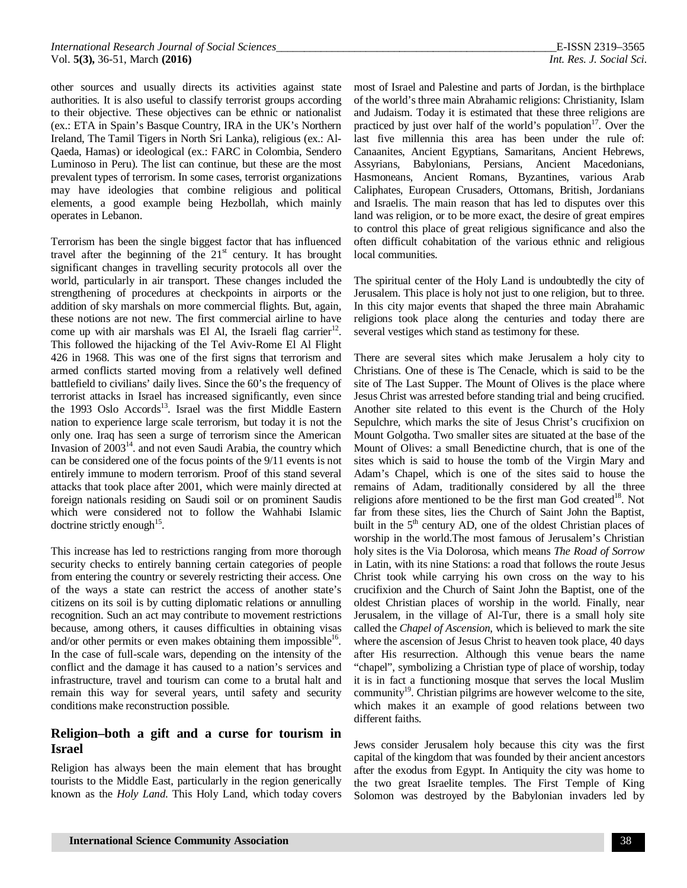other sources and usually directs its activities against state authorities. It is also useful to classify terrorist groups according to their objective. These objectives can be ethnic or nationalist (ex.: ETA in Spain's Basque Country, IRA in the UK's Northern Ireland, The Tamil Tigers in North Sri Lanka), religious (ex.: Al-Qaeda, Hamas) or ideological (ex.: FARC in Colombia, Sendero Luminoso in Peru). The list can continue, but these are the most prevalent types of terrorism. In some cases, terrorist organizations may have ideologies that combine religious and political elements, a good example being Hezbollah, which mainly operates in Lebanon.

Terrorism has been the single biggest factor that has influenced travel after the beginning of the 21st century. It has brought significant changes in travelling security protocols all over the world, particularly in air transport. These changes included the strengthening of procedures at checkpoints in airports or the addition of sky marshals on more commercial flights. But, again, these notions are not new. The first commercial airline to have come up with air marshals was El Al, the Israeli flag carrier[12]. This followed the hijacking of the Tel Aviv-Rome El Al Flight 426 in 1968. This was one of the first signs that terrorism and armed conflicts started moving from a relatively well defined battlefield to civilians' daily lives. Since the 60's the frequency of terrorist attacks in Israel has increased significantly, even since the 1993 Oslo Accords[13]. Israel was the first Middle Eastern nation to experience large scale terrorism, but today it is not the only one. Iraq has seen a surge of terrorism since the American Invasion of 2003[14]. and not even Saudi Arabia, the country which can be considered one of the focus points of the 9/11 events is not entirely immune to modern terrorism. Proof of this stand several attacks that took place after 2001, which were mainly directed at foreign nationals residing on Saudi soil or on prominent Saudis which were considered not to follow the Wahhabi Islamic doctrine strictly enough[15].

This increase has led to restrictions ranging from more thorough security checks to entirely banning certain categories of people from entering the country or severely restricting their access. One of the ways a state can restrict the access of another state's citizens on its soil is by cutting diplomatic relations or annulling recognition. Such an act may contribute to movement restrictions because, among others, it causes difficulties in obtaining visas and/or other permits or even makes obtaining them impossible[16]. In the case of full-scale wars, depending on the intensity of the conflict and the damage it has caused to a nation's services and infrastructure, travel and tourism can come to a brutal halt and remain this way for several years, until safety and security conditions make reconstruction possible.

## Religion–both a gift and a curse for tourism in Israel

Religion has always been the main element that has brought tourists to the Middle East, particularly in the region generically known as the *Holy Land*. This Holy Land, which today covers most of Israel and Palestine and parts of Jordan, is the birthplace of the world's three main Abrahamic religions: Christianity, Islam and Judaism. Today it is estimated that these three religions are practiced by just over half of the world's population[17]. Over the last five millennia this area has been under the rule of: Canaanites, Ancient Egyptians, Samaritans, Ancient Hebrews, Assyrians, Babylonians, Persians, Ancient Macedonians, Hasmoneans, Ancient Romans, Byzantines, various Arab Caliphates, European Crusaders, Ottomans, British, Jordanians and Israelis. The main reason that has led to disputes over this land was religion, or to be more exact, the desire of great empires to control this place of great religious significance and also the often difficult cohabitation of the various ethnic and religious local communities.

The spiritual center of the Holy Land is undoubtedly the city of Jerusalem. This place is holy not just to one religion, but to three. In this city major events that shaped the three main Abrahamic religions took place along the centuries and today there are several vestiges which stand as testimony for these.

There are several sites which make Jerusalem a holy city to Christians. One of these is The Cenacle, which is said to be the site of The Last Supper. The Mount of Olives is the place where Jesus Christ was arrested before standing trial and being crucified. Another site related to this event is the Church of the Holy Sepulchre, which marks the site of Jesus Christ's crucifixion on Mount Golgotha. Two smaller sites are situated at the base of the Mount of Olives: a small Benedictine church, that is one of the sites which is said to house the tomb of the Virgin Mary and Adam's Chapel, which is one of the sites said to house the remains of Adam, traditionally considered by all the three religions afore mentioned to be the first man God created[18]. Not far from these sites, lies the Church of Saint John the Baptist, built in the 5th century AD, one of the oldest Christian places of worship in the world.The most famous of Jerusalem's Christian holy sites is the Via Dolorosa, which means *The Road of Sorrow* in Latin, with its nine Stations: a road that follows the route Jesus Christ took while carrying his own cross on the way to his crucifixion and the Church of Saint John the Baptist, one of the oldest Christian places of worship in the world. Finally, near Jerusalem, in the village of Al-Tur, there is a small holy site called the *Chapel of Ascension*, which is believed to mark the site where the ascension of Jesus Christ to heaven took place, 40 days after His resurrection. Although this venue bears the name "chapel", symbolizing a Christian type of place of worship, today it is in fact a functioning mosque that serves the local Muslim community[19]. Christian pilgrims are however welcome to the site, which makes it an example of good relations between two different faiths.

Jews consider Jerusalem holy because this city was the first capital of the kingdom that was founded by their ancient ancestors after the exodus from Egypt. In Antiquity the city was home to the two great Israelite temples. The First Temple of King Solomon was destroyed by the Babylonian invaders led by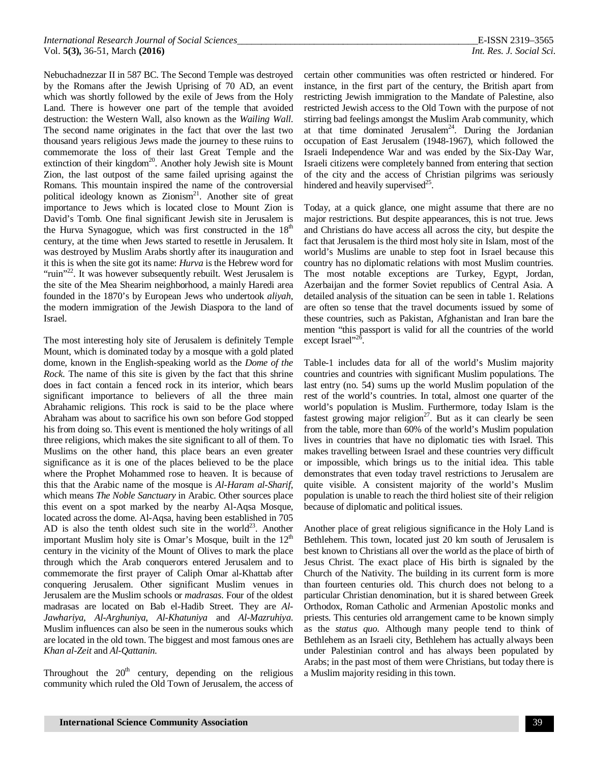Nebuchadnezzar II in 587 BC. The Second Temple was destroyed by the Romans after the Jewish Uprising of 70 AD, an event which was shortly followed by the exile of Jews from the Holy Land. There is however one part of the temple that avoided destruction: the Western Wall, also known as the *Wailing Wall*. The second name originates in the fact that over the last two thousand years religious Jews made the journey to these ruins to commemorate the loss of their last Great Temple and the extinction of their kingdom[20]. Another holy Jewish site is Mount Zion, the last outpost of the same failed uprising against the Romans. This mountain inspired the name of the controversial political ideology known as Zionism[21]. Another site of great importance to Jews which is located close to Mount Zion is David's Tomb. One final significant Jewish site in Jerusalem is the Hurva Synagogue, which was first constructed in the 18th century, at the time when Jews started to resettle in Jerusalem. It was destroyed by Muslim Arabs shortly after its inauguration and it this is when the site got its name: *Hurva* is the Hebrew word for "ruin"[22]. It was however subsequently rebuilt. West Jerusalem is the site of the Mea Shearim neighborhood, a mainly Haredi area founded in the 1870's by European Jews who undertook *aliyah*, the modern immigration of the Jewish Diaspora to the land of Israel.

The most interesting holy site of Jerusalem is definitely Temple Mount, which is dominated today by a mosque with a gold plated dome, known in the English-speaking world as the *Dome of the Rock*. The name of this site is given by the fact that this shrine does in fact contain a fenced rock in its interior, which bears significant importance to believers of all the three main Abrahamic religions. This rock is said to be the place where Abraham was about to sacrifice his own son before God stopped his from doing so. This event is mentioned the holy writings of all three religions, which makes the site significant to all of them. To Muslims on the other hand, this place bears an even greater significance as it is one of the places believed to be the place where the Prophet Mohammed rose to heaven. It is because of this that the Arabic name of the mosque is *Al-Haram al-Sharif*, which means *The Noble Sanctuary* in Arabic. Other sources place this event on a spot marked by the nearby Al-Aqsa Mosque, located across the dome. Al-Aqsa, having been established in 705 AD is also the tenth oldest such site in the world[23]. Another important Muslim holy site is Omar's Mosque, built in the 12th century in the vicinity of the Mount of Olives to mark the place through which the Arab conquerors entered Jerusalem and to commemorate the first prayer of Caliph Omar al-Khattab after conquering Jerusalem. Other significant Muslim venues in Jerusalem are the Muslim schools or *madrasas*. Four of the oldest madrasas are located on Bab el-Hadib Street. They are *Al-Jawhariya*, *Al-Arghuniya*, *Al-Khatuniya* and *Al-Mazruhiya*. Muslim influences can also be seen in the numerous souks which are located in the old town. The biggest and most famous ones are *Khan al-Zeit* and *Al-Qattanin*.

Throughout the 20th century, depending on the religious community which ruled the Old Town of Jerusalem, the access of certain other communities was often restricted or hindered. For instance, in the first part of the century, the British apart from restricting Jewish immigration to the Mandate of Palestine, also restricted Jewish access to the Old Town with the purpose of not stirring bad feelings amongst the Muslim Arab community, which at that time dominated Jerusalem[24]. During the Jordanian occupation of East Jerusalem (1948-1967), which followed the Israeli Independence War and was ended by the Six-Day War, Israeli citizens were completely banned from entering that section of the city and the access of Christian pilgrims was seriously hindered and heavily supervised[25].

Today, at a quick glance, one might assume that there are no major restrictions. But despite appearances, this is not true. Jews and Christians do have access all across the city, but despite the fact that Jerusalem is the third most holy site in Islam, most of the world's Muslims are unable to step foot in Israel because this country has no diplomatic relations with most Muslim countries. The most notable exceptions are Turkey, Egypt, Jordan, Azerbaijan and the former Soviet republics of Central Asia. A detailed analysis of the situation can be seen in table 1. Relations are often so tense that the travel documents issued by some of these countries, such as Pakistan, Afghanistan and Iran bare the mention "this passport is valid for all the countries of the world except Israel"[26].

Table-1 includes data for all of the world's Muslim majority countries and countries with significant Muslim populations. The last entry (no. 54) sums up the world Muslim population of the rest of the world's countries. In total, almost one quarter of the world's population is Muslim. Furthermore, today Islam is the fastest growing major religion[27]. But as it can clearly be seen from the table, more than 60% of the world's Muslim population lives in countries that have no diplomatic ties with Israel. This makes travelling between Israel and these countries very difficult or impossible, which brings us to the initial idea. This table demonstrates that even today travel restrictions to Jerusalem are quite visible. A consistent majority of the world's Muslim population is unable to reach the third holiest site of their religion because of diplomatic and political issues.

Another place of great religious significance in the Holy Land is Bethlehem. This town, located just 20 km south of Jerusalem is best known to Christians all over the world as the place of birth of Jesus Christ. The exact place of His birth is signaled by the Church of the Nativity. The building in its current form is more than fourteen centuries old. This church does not belong to a particular Christian denomination, but it is shared between Greek Orthodox, Roman Catholic and Armenian Apostolic monks and priests. This centuries old arrangement came to be known simply as the *status quo*. Although many people tend to think of Bethlehem as an Israeli city, Bethlehem has actually always been under Palestinian control and has always been populated by Arabs; in the past most of them were Christians, but today there is a Muslim majority residing in this town.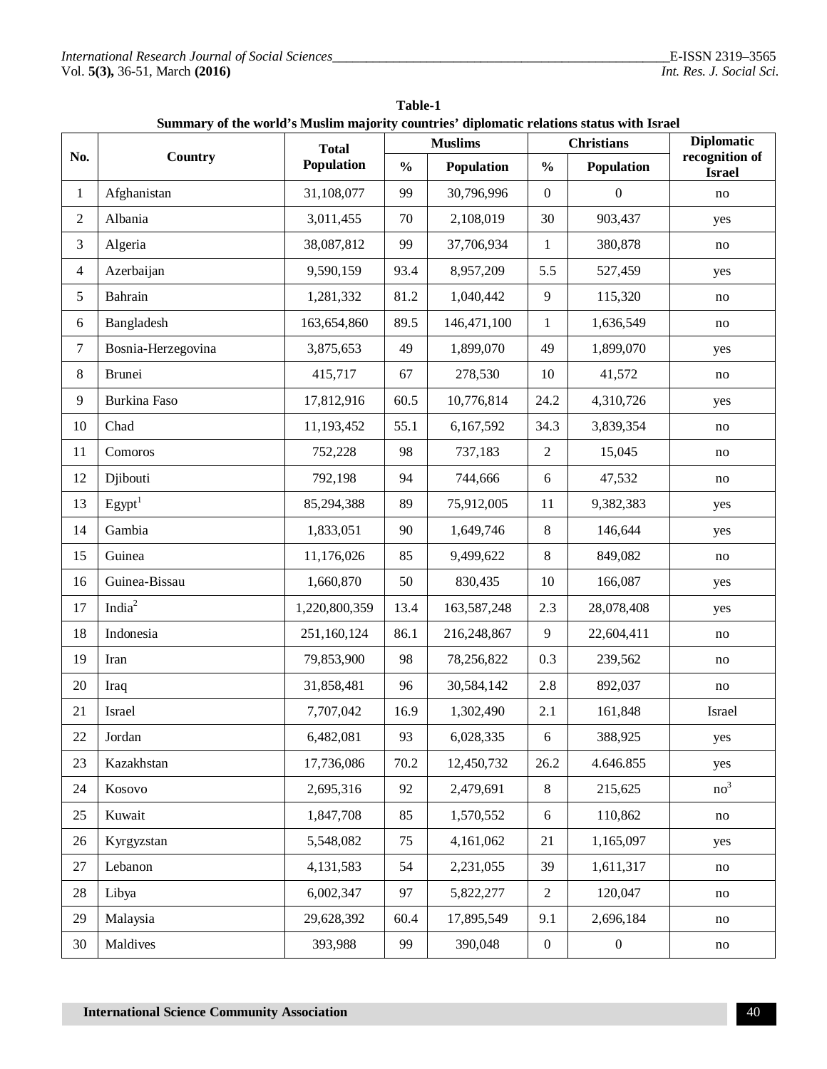**Table-1**
**Summary of the world's Muslim majority countries' diplomatic relations status with Israel**

| No. | Country | Total Population | Muslims | | Christians | | Diplomatic recognition of Israel |
|---|---|---|---|---|---|---|---|
| | | | % | Population | % | Population | |
| 1 | Afghanistan | 31,108,077 | 99 | 30,796,996 | 0 | 0 | no |
| 2 | Albania | 3,011,455 | 70 | 2,108,019 | 30 | 903,437 | yes |
| 3 | Algeria | 38,087,812 | 99 | 37,706,934 | 1 | 380,878 | no |
| 4 | Azerbaijan | 9,590,159 | 93.4 | 8,957,209 | 5.5 | 527,459 | yes |
| 5 | Bahrain | 1,281,332 | 81.2 | 1,040,442 | 9 | 115,320 | no |
| 6 | Bangladesh | 163,654,860 | 89.5 | 146,471,100 | 1 | 1,636,549 | no |
| 7 | Bosnia-Herzegovina | 3,875,653 | 49 | 1,899,070 | 49 | 1,899,070 | yes |
| 8 | Brunei | 415,717 | 67 | 278,530 | 10 | 41,572 | no |
| 9 | Burkina Faso | 17,812,916 | 60.5 | 10,776,814 | 24.2 | 4,310,726 | yes |
| 10 | Chad | 11,193,452 | 55.1 | 6,167,592 | 34.3 | 3,839,354 | no |
| 11 | Comoros | 752,228 | 98 | 737,183 | 2 | 15,045 | no |
| 12 | Djibouti | 792,198 | 94 | 744,666 | 6 | 47,532 | no |
| 13 | Egypt[1] | 85,294,388 | 89 | 75,912,005 | 11 | 9,382,383 | yes |
| 14 | Gambia | 1,833,051 | 90 | 1,649,746 | 8 | 146,644 | yes |
| 15 | Guinea | 11,176,026 | 85 | 9,499,622 | 8 | 849,082 | no |
| 16 | Guinea-Bissau | 1,660,870 | 50 | 830,435 | 10 | 166,087 | yes |
| 17 | India[2] | 1,220,800,359 | 13.4 | 163,587,248 | 2.3 | 28,078,408 | yes |
| 18 | Indonesia | 251,160,124 | 86.1 | 216,248,867 | 9 | 22,604,411 | no |
| 19 | Iran | 79,853,900 | 98 | 78,256,822 | 0.3 | 239,562 | no |
| 20 | Iraq | 31,858,481 | 96 | 30,584,142 | 2.8 | 892,037 | no |
| 21 | Israel | 7,707,042 | 16.9 | 1,302,490 | 2.1 | 161,848 | Israel |
| 22 | Jordan | 6,482,081 | 93 | 6,028,335 | 6 | 388,925 | yes |
| 23 | Kazakhstan | 17,736,086 | 70.2 | 12,450,732 | 26.2 | 4.646.855 | yes |
| 24 | Kosovo | 2,695,316 | 92 | 2,479,691 | 8 | 215,625 | no[3] |
| 25 | Kuwait | 1,847,708 | 85 | 1,570,552 | 6 | 110,862 | no |
| 26 | Kyrgyzstan | 5,548,082 | 75 | 4,161,062 | 21 | 1,165,097 | yes |
| 27 | Lebanon | 4,131,583 | 54 | 2,231,055 | 39 | 1,611,317 | no |
| 28 | Libya | 6,002,347 | 97 | 5,822,277 | 2 | 120,047 | no |
| 29 | Malaysia | 29,628,392 | 60.4 | 17,895,549 | 9.1 | 2,696,184 | no |
| 30 | Maldives | 393,988 | 99 | 390,048 | 0 | 0 | no |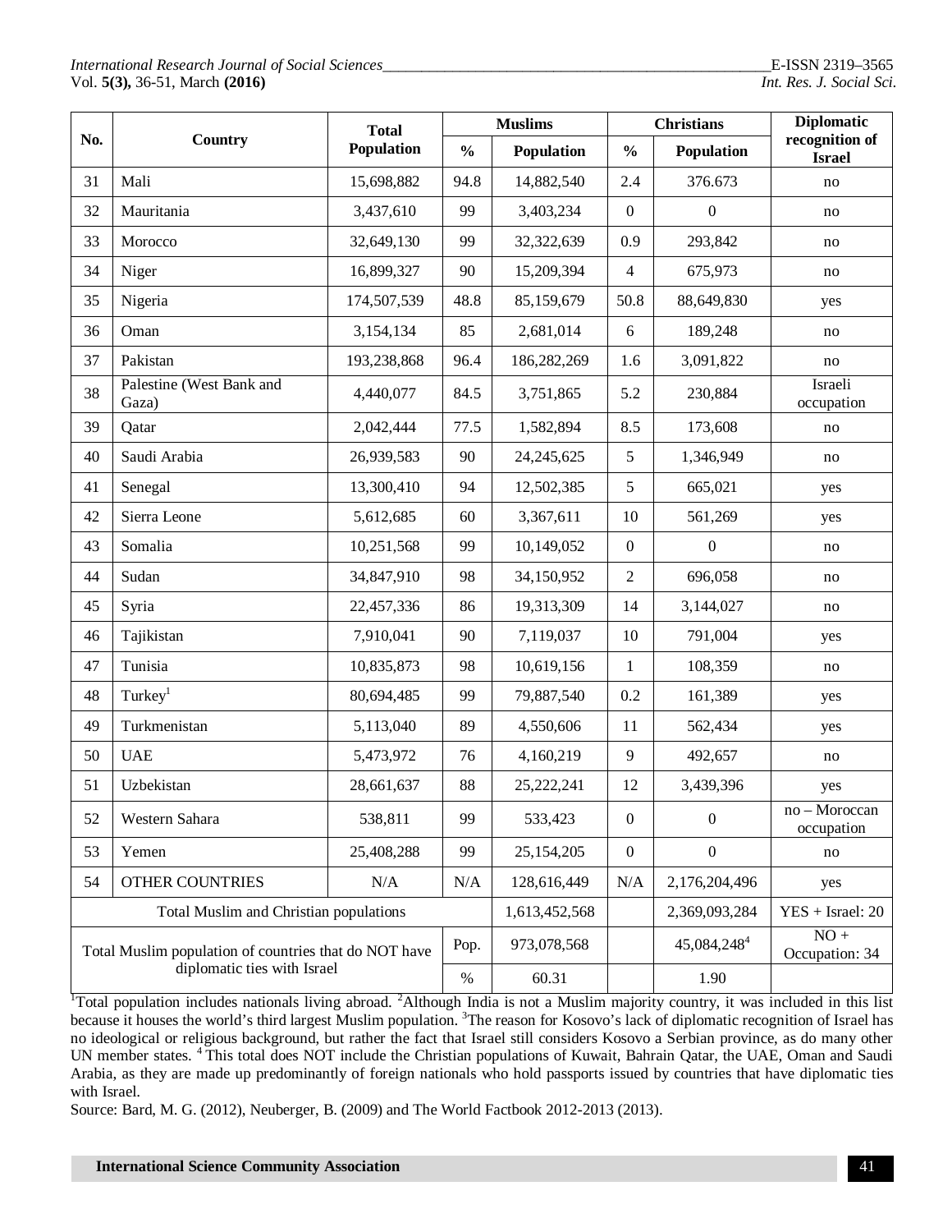| No. | Country | Total Population | Muslims | | Christians | | Diplomatic recognition of Israel |
|---|---|---|---|---|---|---|---|
| | | | % | Population | % | Population | |
| 31 | Mali | 15,698,882 | 94.8 | 14,882,540 | 2.4 | 376.673 | no |
| 32 | Mauritania | 3,437,610 | 99 | 3,403,234 | 0 | 0 | no |
| 33 | Morocco | 32,649,130 | 99 | 32,322,639 | 0.9 | 293,842 | no |
| 34 | Niger | 16,899,327 | 90 | 15,209,394 | 4 | 675,973 | no |
| 35 | Nigeria | 174,507,539 | 48.8 | 85,159,679 | 50.8 | 88,649,830 | yes |
| 36 | Oman | 3,154,134 | 85 | 2,681,014 | 6 | 189,248 | no |
| 37 | Pakistan | 193,238,868 | 96.4 | 186,282,269 | 1.6 | 3,091,822 | no |
| 38 | Palestine (West Bank and Gaza) | 4,440,077 | 84.5 | 3,751,865 | 5.2 | 230,884 | Israeli occupation |
| 39 | Qatar | 2,042,444 | 77.5 | 1,582,894 | 8.5 | 173,608 | no |
| 40 | Saudi Arabia | 26,939,583 | 90 | 24,245,625 | 5 | 1,346,949 | no |
| 41 | Senegal | 13,300,410 | 94 | 12,502,385 | 5 | 665,021 | yes |
| 42 | Sierra Leone | 5,612,685 | 60 | 3,367,611 | 10 | 561,269 | yes |
| 43 | Somalia | 10,251,568 | 99 | 10,149,052 | 0 | 0 | no |
| 44 | Sudan | 34,847,910 | 98 | 34,150,952 | 2 | 696,058 | no |
| 45 | Syria | 22,457,336 | 86 | 19,313,309 | 14 | 3,144,027 | no |
| 46 | Tajikistan | 7,910,041 | 90 | 7,119,037 | 10 | 791,004 | yes |
| 47 | Tunisia | 10,835,873 | 98 | 10,619,156 | 1 | 108,359 | no |
| 48 | Turkey[1] | 80,694,485 | 99 | 79,887,540 | 0.2 | 161,389 | yes |
| 49 | Turkmenistan | 5,113,040 | 89 | 4,550,606 | 11 | 562,434 | yes |
| 50 | UAE | 5,473,972 | 76 | 4,160,219 | 9 | 492,657 | no |
| 51 | Uzbekistan | 28,661,637 | 88 | 25,222,241 | 12 | 3,439,396 | yes |
| 52 | Western Sahara | 538,811 | 99 | 533,423 | 0 | 0 | no – Moroccan occupation |
| 53 | Yemen | 25,408,288 | 99 | 25,154,205 | 0 | 0 | no |
| 54 | OTHER COUNTRIES | N/A | N/A | 128,616,449 | N/A | 2,176,204,496 | yes |
| Total Muslim and Christian populations | | | | 1,613,452,568 | | 2,369,093,284 | YES + Israel: 20 |
| Total Muslim population of countries that do NOT have diplomatic ties with Israel | | | Pop. | 973,078,568 | | 45,084,248[4] | NO + Occupation: 34 |
| | | | % | 60.31 | | 1.90 | |

[1]Total population includes nationals living abroad. [2]Although India is not a Muslim majority country, it was included in this list because it houses the world's third largest Muslim population. [3]The reason for Kosovo's lack of diplomatic recognition of Israel has no ideological or religious background, but rather the fact that Israel still considers Kosovo a Serbian province, as do many other UN member states. [4] This total does NOT include the Christian populations of Kuwait, Bahrain Qatar, the UAE, Oman and Saudi Arabia, as they are made up predominantly of foreign nationals who hold passports issued by countries that have diplomatic ties with Israel.

Source: Bard, M. G. (2012), Neuberger, B. (2009) and The World Factbook 2012-2013 (2013).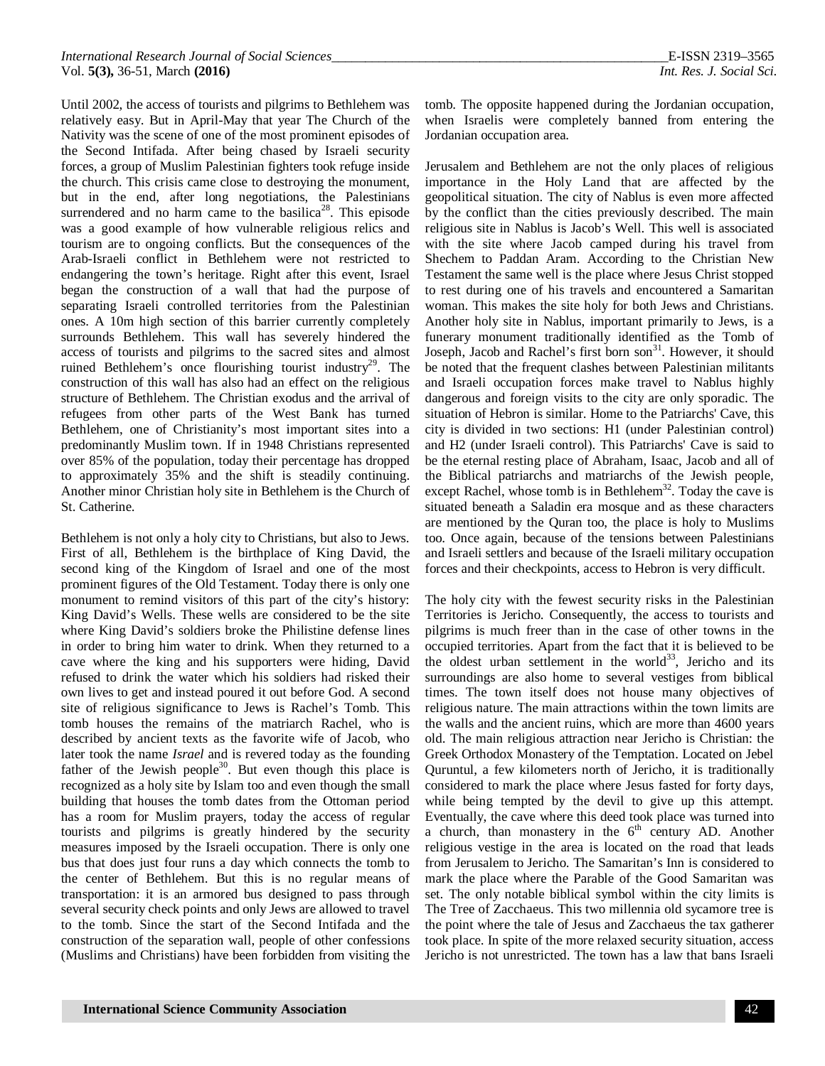Until 2002, the access of tourists and pilgrims to Bethlehem was relatively easy. But in April-May that year The Church of the Nativity was the scene of one of the most prominent episodes of the Second Intifada. After being chased by Israeli security forces, a group of Muslim Palestinian fighters took refuge inside the church. This crisis came close to destroying the monument, but in the end, after long negotiations, the Palestinians surrendered and no harm came to the basilica[28]. This episode was a good example of how vulnerable religious relics and tourism are to ongoing conflicts. But the consequences of the Arab-Israeli conflict in Bethlehem were not restricted to endangering the town's heritage. Right after this event, Israel began the construction of a wall that had the purpose of separating Israeli controlled territories from the Palestinian ones. A 10m high section of this barrier currently completely surrounds Bethlehem. This wall has severely hindered the access of tourists and pilgrims to the sacred sites and almost ruined Bethlehem's once flourishing tourist industry[29]. The construction of this wall has also had an effect on the religious structure of Bethlehem. The Christian exodus and the arrival of refugees from other parts of the West Bank has turned Bethlehem, one of Christianity's most important sites into a predominantly Muslim town. If in 1948 Christians represented over 85% of the population, today their percentage has dropped to approximately 35% and the shift is steadily continuing. Another minor Christian holy site in Bethlehem is the Church of St. Catherine.

Bethlehem is not only a holy city to Christians, but also to Jews. First of all, Bethlehem is the birthplace of King David, the second king of the Kingdom of Israel and one of the most prominent figures of the Old Testament. Today there is only one monument to remind visitors of this part of the city's history: King David's Wells. These wells are considered to be the site where King David's soldiers broke the Philistine defense lines in order to bring him water to drink. When they returned to a cave where the king and his supporters were hiding, David refused to drink the water which his soldiers had risked their own lives to get and instead poured it out before God. A second site of religious significance to Jews is Rachel's Tomb. This tomb houses the remains of the matriarch Rachel, who is described by ancient texts as the favorite wife of Jacob, who later took the name *Israel* and is revered today as the founding father of the Jewish people[30]. But even though this place is recognized as a holy site by Islam too and even though the small building that houses the tomb dates from the Ottoman period has a room for Muslim prayers, today the access of regular tourists and pilgrims is greatly hindered by the security measures imposed by the Israeli occupation. There is only one bus that does just four runs a day which connects the tomb to the center of Bethlehem. But this is no regular means of transportation: it is an armored bus designed to pass through several security check points and only Jews are allowed to travel to the tomb. Since the start of the Second Intifada and the construction of the separation wall, people of other confessions (Muslims and Christians) have been forbidden from visiting the tomb. The opposite happened during the Jordanian occupation, when Israelis were completely banned from entering the Jordanian occupation area.

Jerusalem and Bethlehem are not the only places of religious importance in the Holy Land that are affected by the geopolitical situation. The city of Nablus is even more affected by the conflict than the cities previously described. The main religious site in Nablus is Jacob's Well. This well is associated with the site where Jacob camped during his travel from Shechem to Paddan Aram. According to the Christian New Testament the same well is the place where Jesus Christ stopped to rest during one of his travels and encountered a Samaritan woman. This makes the site holy for both Jews and Christians. Another holy site in Nablus, important primarily to Jews, is a funerary monument traditionally identified as the Tomb of Joseph, Jacob and Rachel's first born son[31]. However, it should be noted that the frequent clashes between Palestinian militants and Israeli occupation forces make travel to Nablus highly dangerous and foreign visits to the city are only sporadic. The situation of Hebron is similar. Home to the Patriarchs' Cave, this city is divided in two sections: H1 (under Palestinian control) and H2 (under Israeli control). This Patriarchs' Cave is said to be the eternal resting place of Abraham, Isaac, Jacob and all of the Biblical patriarchs and matriarchs of the Jewish people, except Rachel, whose tomb is in Bethlehem[32]. Today the cave is situated beneath a Saladin era mosque and as these characters are mentioned by the Quran too, the place is holy to Muslims too. Once again, because of the tensions between Palestinians and Israeli settlers and because of the Israeli military occupation forces and their checkpoints, access to Hebron is very difficult.

The holy city with the fewest security risks in the Palestinian Territories is Jericho. Consequently, the access to tourists and pilgrims is much freer than in the case of other towns in the occupied territories. Apart from the fact that it is believed to be the oldest urban settlement in the world[33], Jericho and its surroundings are also home to several vestiges from biblical times. The town itself does not house many objectives of religious nature. The main attractions within the town limits are the walls and the ancient ruins, which are more than 4600 years old. The main religious attraction near Jericho is Christian: the Greek Orthodox Monastery of the Temptation. Located on Jebel Quruntul, a few kilometers north of Jericho, it is traditionally considered to mark the place where Jesus fasted for forty days, while being tempted by the devil to give up this attempt. Eventually, the cave where this deed took place was turned into a church, than monastery in the 6th century AD. Another religious vestige in the area is located on the road that leads from Jerusalem to Jericho. The Samaritan's Inn is considered to mark the place where the Parable of the Good Samaritan was set. The only notable biblical symbol within the city limits is The Tree of Zacchaeus. This two millennia old sycamore tree is the point where the tale of Jesus and Zacchaeus the tax gatherer took place. In spite of the more relaxed security situation, access Jericho is not unrestricted. The town has a law that bans Israeli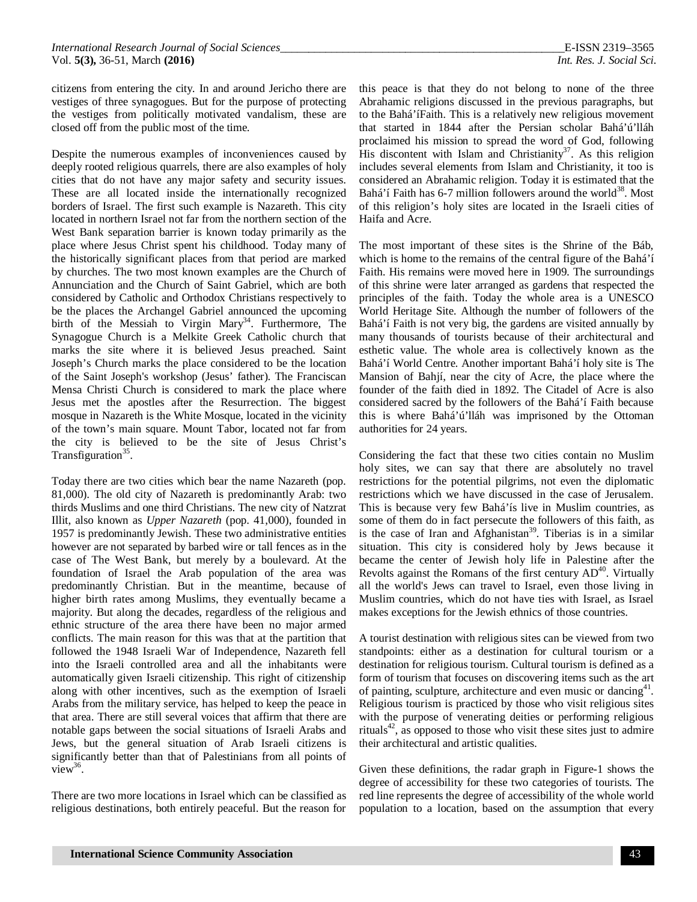citizens from entering the city. In and around Jericho there are vestiges of three synagogues. But for the purpose of protecting the vestiges from politically motivated vandalism, these are closed off from the public most of the time.

Despite the numerous examples of inconveniences caused by deeply rooted religious quarrels, there are also examples of holy cities that do not have any major safety and security issues. These are all located inside the internationally recognized borders of Israel. The first such example is Nazareth. This city located in northern Israel not far from the northern section of the West Bank separation barrier is known today primarily as the place where Jesus Christ spent his childhood. Today many of the historically significant places from that period are marked by churches. The two most known examples are the Church of Annunciation and the Church of Saint Gabriel, which are both considered by Catholic and Orthodox Christians respectively to be the places the Archangel Gabriel announced the upcoming birth of the Messiah to Virgin Mary[34]. Furthermore, The Synagogue Church is a Melkite Greek Catholic church that marks the site where it is believed Jesus preached. Saint Joseph's Church marks the place considered to be the location of the Saint Joseph's workshop (Jesus' father). The Franciscan Mensa Christi Church is considered to mark the place where Jesus met the apostles after the Resurrection. The biggest mosque in Nazareth is the White Mosque, located in the vicinity of the town's main square. Mount Tabor, located not far from the city is believed to be the site of Jesus Christ's Transfiguration[35].

Today there are two cities which bear the name Nazareth (pop. 81,000). The old city of Nazareth is predominantly Arab: two thirds Muslims and one third Christians. The new city of Natzrat Illit, also known as *Upper Nazareth* (pop. 41,000), founded in 1957 is predominantly Jewish. These two administrative entities however are not separated by barbed wire or tall fences as in the case of The West Bank, but merely by a boulevard. At the foundation of Israel the Arab population of the area was predominantly Christian. But in the meantime, because of higher birth rates among Muslims, they eventually became a majority. But along the decades, regardless of the religious and ethnic structure of the area there have been no major armed conflicts. The main reason for this was that at the partition that followed the 1948 Israeli War of Independence, Nazareth fell into the Israeli controlled area and all the inhabitants were automatically given Israeli citizenship. This right of citizenship along with other incentives, such as the exemption of Israeli Arabs from the military service, has helped to keep the peace in that area. There are still several voices that affirm that there are notable gaps between the social situations of Israeli Arabs and Jews, but the general situation of Arab Israeli citizens is significantly better than that of Palestinians from all points of view[36].

There are two more locations in Israel which can be classified as religious destinations, both entirely peaceful. But the reason for this peace is that they do not belong to none of the three Abrahamic religions discussed in the previous paragraphs, but to the Bahá'íFaith. This is a relatively new religious movement that started in 1844 after the Persian scholar Bahá'ú'lláh proclaimed his mission to spread the word of God, following His discontent with Islam and Christianity[37]. As this religion includes several elements from Islam and Christianity, it too is considered an Abrahamic religion. Today it is estimated that the Bahá'í Faith has 6-7 million followers around the world[38]. Most of this religion's holy sites are located in the Israeli cities of Haifa and Acre.

The most important of these sites is the Shrine of the Báb, which is home to the remains of the central figure of the Bahá'í Faith. His remains were moved here in 1909. The surroundings of this shrine were later arranged as gardens that respected the principles of the faith. Today the whole area is a UNESCO World Heritage Site. Although the number of followers of the Bahá'í Faith is not very big, the gardens are visited annually by many thousands of tourists because of their architectural and esthetic value. The whole area is collectively known as the Bahá'í World Centre. Another important Bahá'í holy site is The Mansion of Bahjí, near the city of Acre, the place where the founder of the faith died in 1892. The Citadel of Acre is also considered sacred by the followers of the Bahá'í Faith because this is where Bahá'ú'lláh was imprisoned by the Ottoman authorities for 24 years.

Considering the fact that these two cities contain no Muslim holy sites, we can say that there are absolutely no travel restrictions for the potential pilgrims, not even the diplomatic restrictions which we have discussed in the case of Jerusalem. This is because very few Bahá'ís live in Muslim countries, as some of them do in fact persecute the followers of this faith, as is the case of Iran and Afghanistan[39]. Tiberias is in a similar situation. This city is considered holy by Jews because it became the center of Jewish holy life in Palestine after the Revolts against the Romans of the first century AD[40]. Virtually all the world's Jews can travel to Israel, even those living in Muslim countries, which do not have ties with Israel, as Israel makes exceptions for the Jewish ethnics of those countries.

A tourist destination with religious sites can be viewed from two standpoints: either as a destination for cultural tourism or a destination for religious tourism. Cultural tourism is defined as a form of tourism that focuses on discovering items such as the art of painting, sculpture, architecture and even music or dancing[41]. Religious tourism is practiced by those who visit religious sites with the purpose of venerating deities or performing religious rituals[42], as opposed to those who visit these sites just to admire their architectural and artistic qualities.

Given these definitions, the radar graph in Figure-1 shows the degree of accessibility for these two categories of tourists. The red line represents the degree of accessibility of the whole world population to a location, based on the assumption that every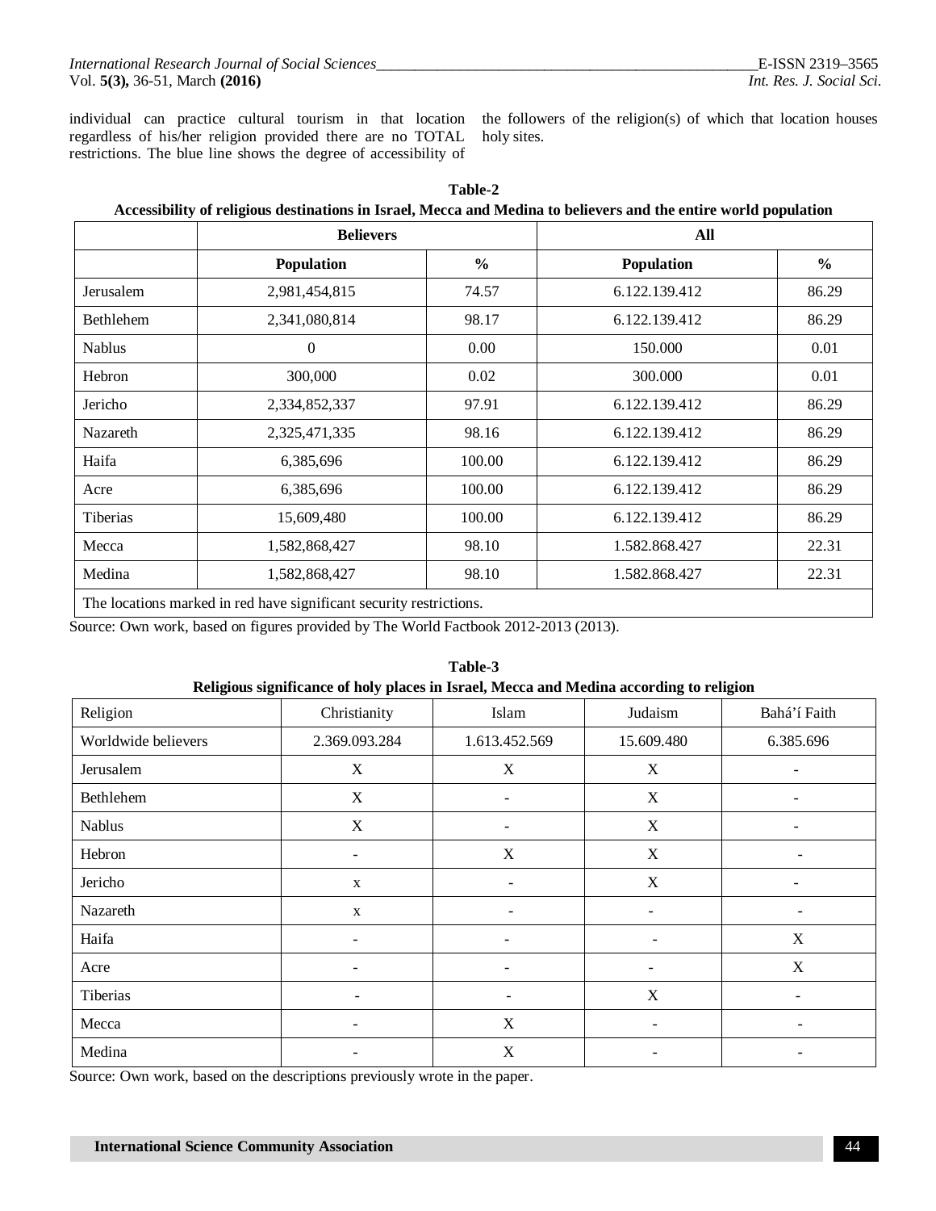individual can practice cultural tourism in that location regardless of his/her religion provided there are no TOTAL restrictions. The blue line shows the degree of accessibility of the followers of the religion(s) of which that location houses holy sites.

**Table-2**
**Accessibility of religious destinations in Israel, Mecca and Medina to believers and the entire world population**

| | **Believers** | | **All** | |
|---|---|---|---|---|
| | **Population** | **%** | **Population** | **%** |
| Jerusalem | 2,981,454,815 | 74.57 | 6.122.139.412 | 86.29 |
| Bethlehem | 2,341,080,814 | 98.17 | 6.122.139.412 | 86.29 |
| Nablus | 0 | 0.00 | 150.000 | 0.01 |
| Hebron | 300,000 | 0.02 | 300.000 | 0.01 |
| Jericho | 2,334,852,337 | 97.91 | 6.122.139.412 | 86.29 |
| Nazareth | 2,325,471,335 | 98.16 | 6.122.139.412 | 86.29 |
| Haifa | 6,385,696 | 100.00 | 6.122.139.412 | 86.29 |
| Acre | 6,385,696 | 100.00 | 6.122.139.412 | 86.29 |
| Tiberias | 15,609,480 | 100.00 | 6.122.139.412 | 86.29 |
| Mecca | 1,582,868,427 | 98.10 | 1.582.868.427 | 22.31 |
| Medina | 1,582,868,427 | 98.10 | 1.582.868.427 | 22.31 |
| The locations marked in red have significant security restrictions. | | | | |

Source: Own work, based on figures provided by The World Factbook 2012-2013 (2013).

**Table-3**
**Religious significance of holy places in Israel, Mecca and Medina according to religion**

| Religion | Christianity | Islam | Judaism | Bahá'í Faith |
|---|---|---|---|---|
| Worldwide believers | 2.369.093.284 | 1.613.452.569 | 15.609.480 | 6.385.696 |
| Jerusalem | X | X | X | - |
| Bethlehem | X | - | X | - |
| Nablus | X | - | X | - |
| Hebron | - | X | X | - |
| Jericho | x | - | X | - |
| Nazareth | x | - | - | - |
| Haifa | - | - | - | X |
| Acre | - | - | - | X |
| Tiberias | - | - | X | - |
| Mecca | - | X | - | - |
| Medina | - | X | - | - |

Source: Own work, based on the descriptions previously wrote in the paper.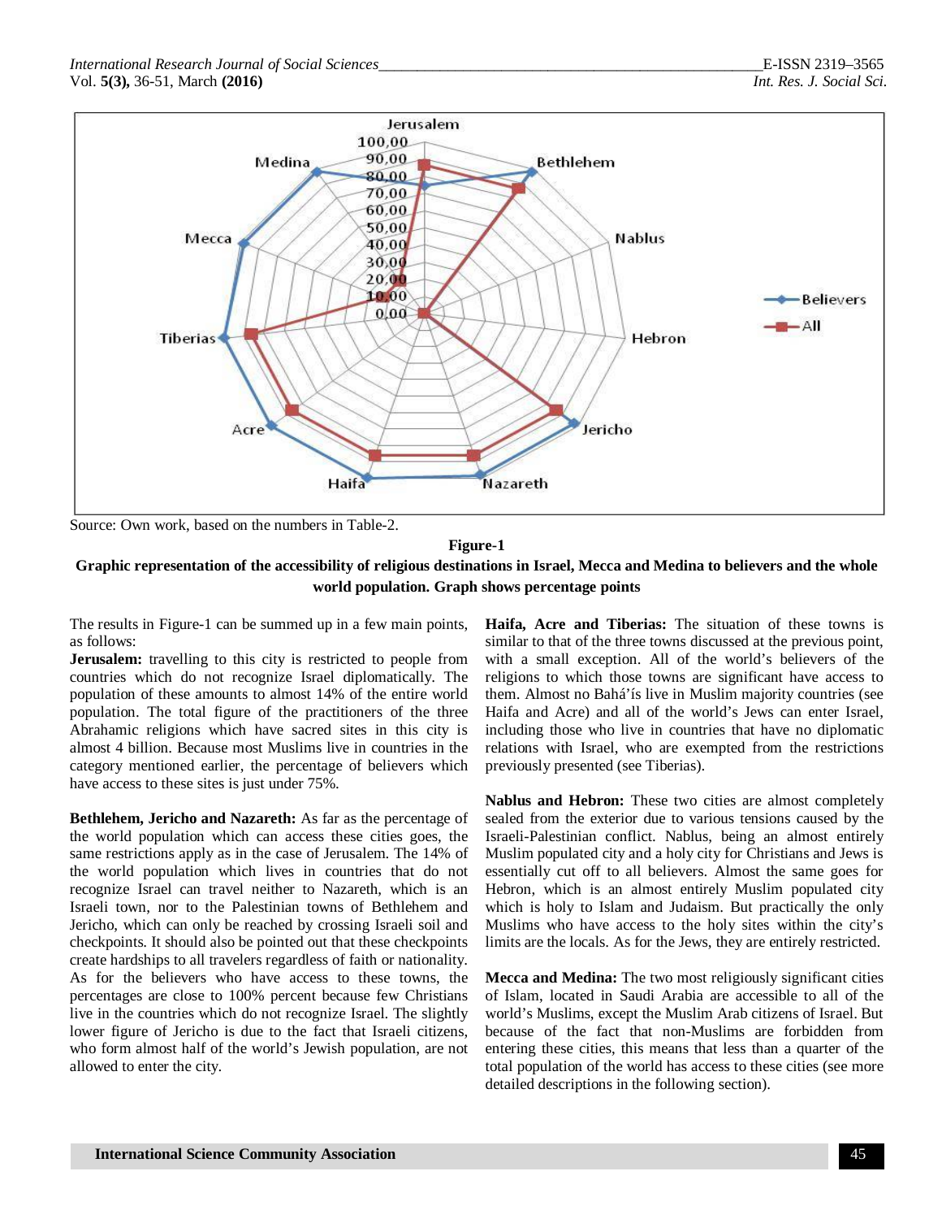Source: Own work, based on the numbers in Table-2.

**Figure-1**

**Graphic representation of the accessibility of religious destinations in Israel, Mecca and Medina to believers and the whole world population. Graph shows percentage points**

The results in Figure-1 can be summed up in a few main points, as follows:

**Jerusalem:** travelling to this city is restricted to people from countries which do not recognize Israel diplomatically. The population of these amounts to almost 14% of the entire world population. The total figure of the practitioners of the three Abrahamic religions which have sacred sites in this city is almost 4 billion. Because most Muslims live in countries in the category mentioned earlier, the percentage of believers which have access to these sites is just under 75%.

**Bethlehem, Jericho and Nazareth:** As far as the percentage of the world population which can access these cities goes, the same restrictions apply as in the case of Jerusalem. The 14% of the world population which lives in countries that do not recognize Israel can travel neither to Nazareth, which is an Israeli town, nor to the Palestinian towns of Bethlehem and Jericho, which can only be reached by crossing Israeli soil and checkpoints. It should also be pointed out that these checkpoints create hardships to all travelers regardless of faith or nationality. As for the believers who have access to these towns, the percentages are close to 100% percent because few Christians live in the countries which do not recognize Israel. The slightly lower figure of Jericho is due to the fact that Israeli citizens, who form almost half of the world's Jewish population, are not allowed to enter the city.

**Haifa, Acre and Tiberias:** The situation of these towns is similar to that of the three towns discussed at the previous point, with a small exception. All of the world's believers of the religions to which those towns are significant have access to them. Almost no Bahá'ís live in Muslim majority countries (see Haifa and Acre) and all of the world's Jews can enter Israel, including those who live in countries that have no diplomatic relations with Israel, who are exempted from the restrictions previously presented (see Tiberias).

**Nablus and Hebron:** These two cities are almost completely sealed from the exterior due to various tensions caused by the Israeli-Palestinian conflict. Nablus, being an almost entirely Muslim populated city and a holy city for Christians and Jews is essentially cut off to all believers. Almost the same goes for Hebron, which is an almost entirely Muslim populated city which is holy to Islam and Judaism. But practically the only Muslims who have access to the holy sites within the city's limits are the locals. As for the Jews, they are entirely restricted.

**Mecca and Medina:** The two most religiously significant cities of Islam, located in Saudi Arabia are accessible to all of the world's Muslims, except the Muslim Arab citizens of Israel. But because of the fact that non-Muslims are forbidden from entering these cities, this means that less than a quarter of the total population of the world has access to these cities (see more detailed descriptions in the following section).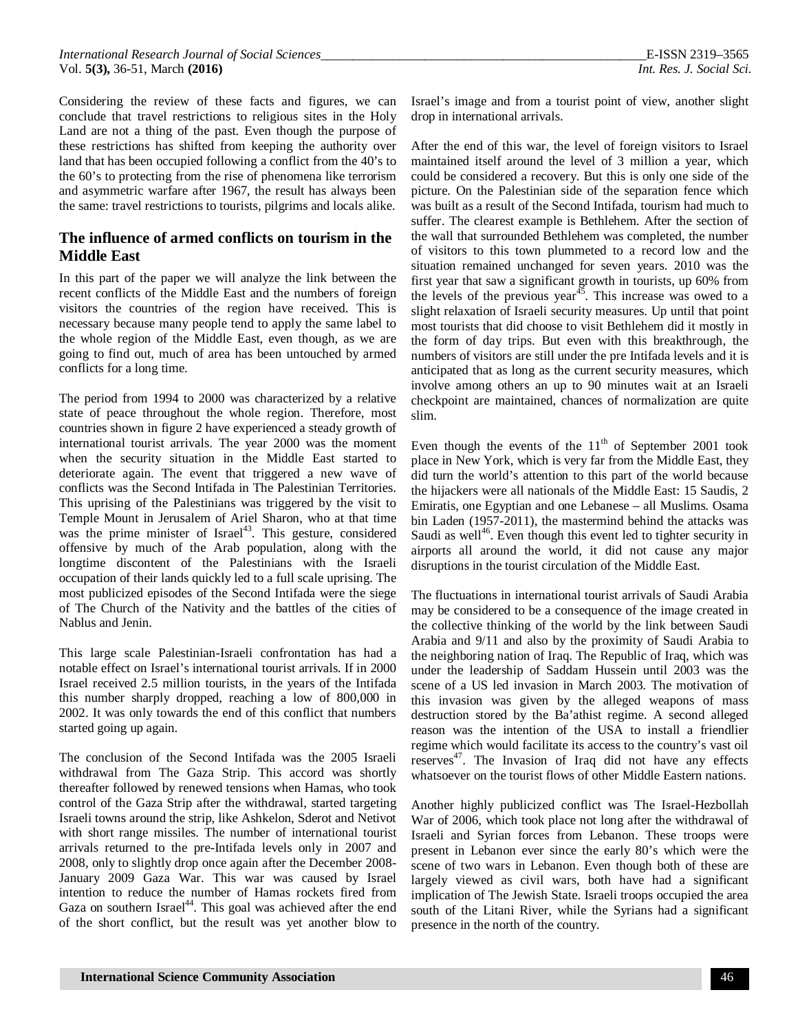Considering the review of these facts and figures, we can conclude that travel restrictions to religious sites in the Holy Land are not a thing of the past. Even though the purpose of these restrictions has shifted from keeping the authority over land that has been occupied following a conflict from the 40's to the 60's to protecting from the rise of phenomena like terrorism and asymmetric warfare after 1967, the result has always been the same: travel restrictions to tourists, pilgrims and locals alike.

## The influence of armed conflicts on tourism in the Middle East

In this part of the paper we will analyze the link between the recent conflicts of the Middle East and the numbers of foreign visitors the countries of the region have received. This is necessary because many people tend to apply the same label to the whole region of the Middle East, even though, as we are going to find out, much of area has been untouched by armed conflicts for a long time.

The period from 1994 to 2000 was characterized by a relative state of peace throughout the whole region. Therefore, most countries shown in figure 2 have experienced a steady growth of international tourist arrivals. The year 2000 was the moment when the security situation in the Middle East started to deteriorate again. The event that triggered a new wave of conflicts was the Second Intifada in The Palestinian Territories. This uprising of the Palestinians was triggered by the visit to Temple Mount in Jerusalem of Ariel Sharon, who at that time was the prime minister of Israel[43]. This gesture, considered offensive by much of the Arab population, along with the longtime discontent of the Palestinians with the Israeli occupation of their lands quickly led to a full scale uprising. The most publicized episodes of the Second Intifada were the siege of The Church of the Nativity and the battles of the cities of Nablus and Jenin.

This large scale Palestinian-Israeli confrontation has had a notable effect on Israel's international tourist arrivals. If in 2000 Israel received 2.5 million tourists, in the years of the Intifada this number sharply dropped, reaching a low of 800,000 in 2002. It was only towards the end of this conflict that numbers started going up again.

The conclusion of the Second Intifada was the 2005 Israeli withdrawal from The Gaza Strip. This accord was shortly thereafter followed by renewed tensions when Hamas, who took control of the Gaza Strip after the withdrawal, started targeting Israeli towns around the strip, like Ashkelon, Sderot and Netivot with short range missiles. The number of international tourist arrivals returned to the pre-Intifada levels only in 2007 and 2008, only to slightly drop once again after the December 2008-January 2009 Gaza War. This war was caused by Israel intention to reduce the number of Hamas rockets fired from Gaza on southern Israel[44]. This goal was achieved after the end of the short conflict, but the result was yet another blow to Israel's image and from a tourist point of view, another slight drop in international arrivals.

After the end of this war, the level of foreign visitors to Israel maintained itself around the level of 3 million a year, which could be considered a recovery. But this is only one side of the picture. On the Palestinian side of the separation fence which was built as a result of the Second Intifada, tourism had much to suffer. The clearest example is Bethlehem. After the section of the wall that surrounded Bethlehem was completed, the number of visitors to this town plummeted to a record low and the situation remained unchanged for seven years. 2010 was the first year that saw a significant growth in tourists, up 60% from the levels of the previous year[45]. This increase was owed to a slight relaxation of Israeli security measures. Up until that point most tourists that did choose to visit Bethlehem did it mostly in the form of day trips. But even with this breakthrough, the numbers of visitors are still under the pre Intifada levels and it is anticipated that as long as the current security measures, which involve among others an up to 90 minutes wait at an Israeli checkpoint are maintained, chances of normalization are quite slim.

Even though the events of the 11th of September 2001 took place in New York, which is very far from the Middle East, they did turn the world's attention to this part of the world because the hijackers were all nationals of the Middle East: 15 Saudis, 2 Emiratis, one Egyptian and one Lebanese – all Muslims. Osama bin Laden (1957-2011), the mastermind behind the attacks was Saudi as well[46]. Even though this event led to tighter security in airports all around the world, it did not cause any major disruptions in the tourist circulation of the Middle East.

The fluctuations in international tourist arrivals of Saudi Arabia may be considered to be a consequence of the image created in the collective thinking of the world by the link between Saudi Arabia and 9/11 and also by the proximity of Saudi Arabia to the neighboring nation of Iraq. The Republic of Iraq, which was under the leadership of Saddam Hussein until 2003 was the scene of a US led invasion in March 2003. The motivation of this invasion was given by the alleged weapons of mass destruction stored by the Ba'athist regime. A second alleged reason was the intention of the USA to install a friendlier regime which would facilitate its access to the country's vast oil reserves[47]. The Invasion of Iraq did not have any effects whatsoever on the tourist flows of other Middle Eastern nations.

Another highly publicized conflict was The Israel-Hezbollah War of 2006, which took place not long after the withdrawal of Israeli and Syrian forces from Lebanon. These troops were present in Lebanon ever since the early 80's which were the scene of two wars in Lebanon. Even though both of these are largely viewed as civil wars, both have had a significant implication of The Jewish State. Israeli troops occupied the area south of the Litani River, while the Syrians had a significant presence in the north of the country.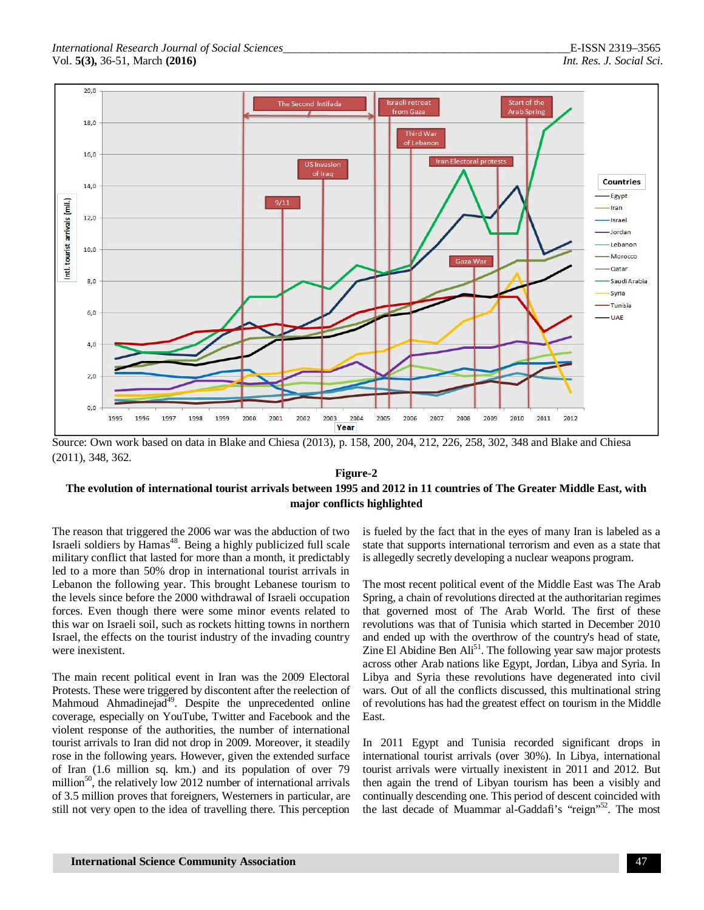Source: Own work based on data in Blake and Chiesa (2013), p. 158, 200, 204, 212, 226, 258, 302, 348 and Blake and Chiesa (2011), 348, 362.

**Figure-2**

**The evolution of international tourist arrivals between 1995 and 2012 in 11 countries of The Greater Middle East, with major conflicts highlighted**

The reason that triggered the 2006 war was the abduction of two Israeli soldiers by Hamas[48]. Being a highly publicized full scale military conflict that lasted for more than a month, it predictably led to a more than 50% drop in international tourist arrivals in Lebanon the following year. This brought Lebanese tourism to the levels since before the 2000 withdrawal of Israeli occupation forces. Even though there were some minor events related to this war on Israeli soil, such as rockets hitting towns in northern Israel, the effects on the tourist industry of the invading country were inexistent.

The main recent political event in Iran was the 2009 Electoral Protests. These were triggered by discontent after the reelection of Mahmoud Ahmadinejad[49]. Despite the unprecedented online coverage, especially on YouTube, Twitter and Facebook and the violent response of the authorities, the number of international tourist arrivals to Iran did not drop in 2009. Moreover, it steadily rose in the following years. However, given the extended surface of Iran (1.6 million sq. km.) and its population of over 79 million[50], the relatively low 2012 number of international arrivals of 3.5 million proves that foreigners, Westerners in particular, are still not very open to the idea of travelling there. This perception is fueled by the fact that in the eyes of many Iran is labeled as a state that supports international terrorism and even as a state that is allegedly secretly developing a nuclear weapons program.

The most recent political event of the Middle East was The Arab Spring, a chain of revolutions directed at the authoritarian regimes that governed most of The Arab World. The first of these revolutions was that of Tunisia which started in December 2010 and ended up with the overthrow of the country's head of state, Zine El Abidine Ben Ali[51]. The following year saw major protests across other Arab nations like Egypt, Jordan, Libya and Syria. In Libya and Syria these revolutions have degenerated into civil wars. Out of all the conflicts discussed, this multinational string of revolutions has had the greatest effect on tourism in the Middle East.

In 2011 Egypt and Tunisia recorded significant drops in international tourist arrivals (over 30%). In Libya, international tourist arrivals were virtually inexistent in 2011 and 2012. But then again the trend of Libyan tourism has been a visibly and continually descending one. This period of descent coincided with the last decade of Muammar al-Gaddafi's "reign"[52]. The most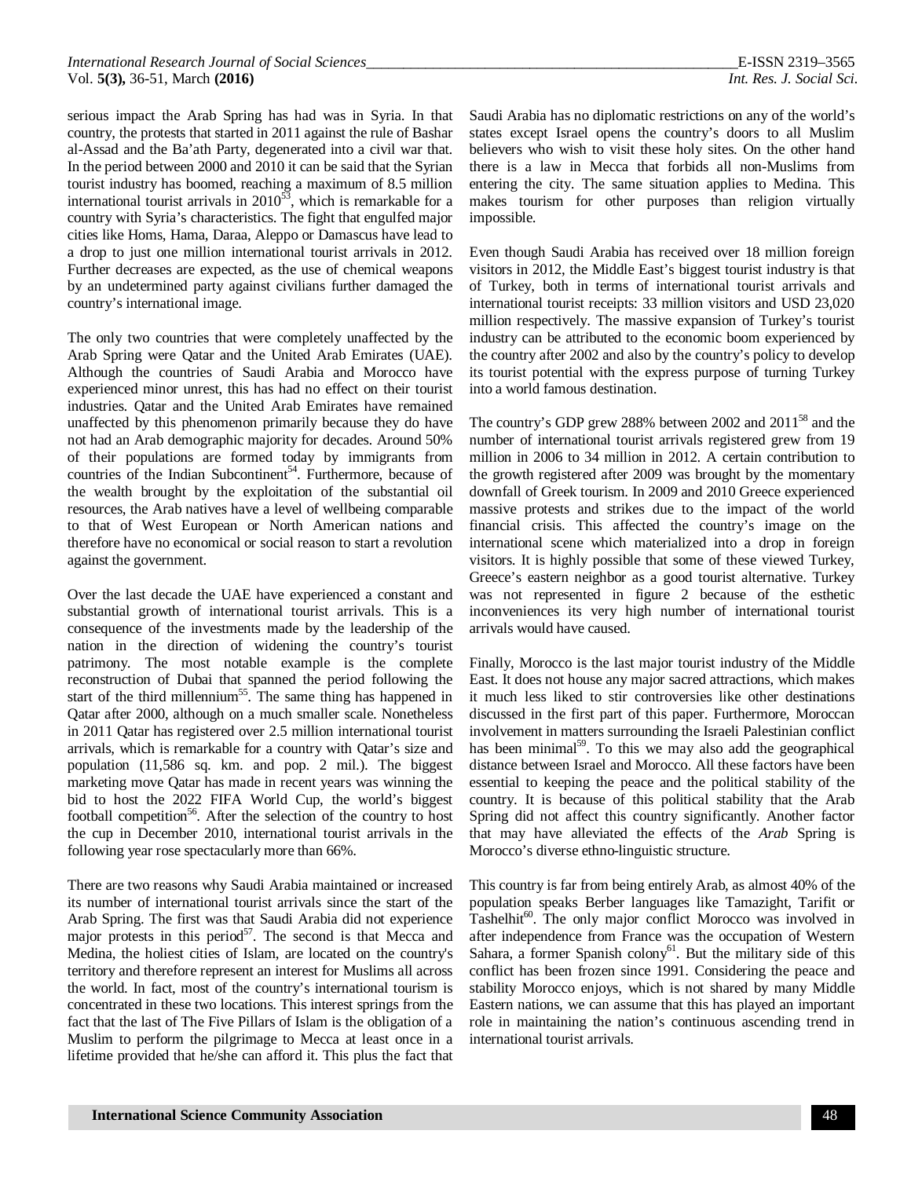serious impact the Arab Spring has had was in Syria. In that country, the protests that started in 2011 against the rule of Bashar al-Assad and the Ba'ath Party, degenerated into a civil war that. In the period between 2000 and 2010 it can be said that the Syrian tourist industry has boomed, reaching a maximum of 8.5 million international tourist arrivals in 2010[53], which is remarkable for a country with Syria's characteristics. The fight that engulfed major cities like Homs, Hama, Daraa, Aleppo or Damascus have lead to a drop to just one million international tourist arrivals in 2012. Further decreases are expected, as the use of chemical weapons by an undetermined party against civilians further damaged the country's international image.

The only two countries that were completely unaffected by the Arab Spring were Qatar and the United Arab Emirates (UAE). Although the countries of Saudi Arabia and Morocco have experienced minor unrest, this has had no effect on their tourist industries. Qatar and the United Arab Emirates have remained unaffected by this phenomenon primarily because they do have not had an Arab demographic majority for decades. Around 50% of their populations are formed today by immigrants from countries of the Indian Subcontinent[54]. Furthermore, because of the wealth brought by the exploitation of the substantial oil resources, the Arab natives have a level of wellbeing comparable to that of West European or North American nations and therefore have no economical or social reason to start a revolution against the government.

Over the last decade the UAE have experienced a constant and substantial growth of international tourist arrivals. This is a consequence of the investments made by the leadership of the nation in the direction of widening the country's tourist patrimony. The most notable example is the complete reconstruction of Dubai that spanned the period following the start of the third millennium[55]. The same thing has happened in Qatar after 2000, although on a much smaller scale. Nonetheless in 2011 Qatar has registered over 2.5 million international tourist arrivals, which is remarkable for a country with Qatar's size and population (11,586 sq. km. and pop. 2 mil.). The biggest marketing move Qatar has made in recent years was winning the bid to host the 2022 FIFA World Cup, the world's biggest football competition[56]. After the selection of the country to host the cup in December 2010, international tourist arrivals in the following year rose spectacularly more than 66%.

There are two reasons why Saudi Arabia maintained or increased its number of international tourist arrivals since the start of the Arab Spring. The first was that Saudi Arabia did not experience major protests in this period[57]. The second is that Mecca and Medina, the holiest cities of Islam, are located on the country's territory and therefore represent an interest for Muslims all across the world. In fact, most of the country's international tourism is concentrated in these two locations. This interest springs from the fact that the last of The Five Pillars of Islam is the obligation of a Muslim to perform the pilgrimage to Mecca at least once in a lifetime provided that he/she can afford it. This plus the fact that Saudi Arabia has no diplomatic restrictions on any of the world's states except Israel opens the country's doors to all Muslim believers who wish to visit these holy sites. On the other hand there is a law in Mecca that forbids all non-Muslims from entering the city. The same situation applies to Medina. This makes tourism for other purposes than religion virtually impossible.

Even though Saudi Arabia has received over 18 million foreign visitors in 2012, the Middle East's biggest tourist industry is that of Turkey, both in terms of international tourist arrivals and international tourist receipts: 33 million visitors and USD 23,020 million respectively. The massive expansion of Turkey's tourist industry can be attributed to the economic boom experienced by the country after 2002 and also by the country's policy to develop its tourist potential with the express purpose of turning Turkey into a world famous destination.

The country's GDP grew 288% between 2002 and 2011[58] and the number of international tourist arrivals registered grew from 19 million in 2006 to 34 million in 2012. A certain contribution to the growth registered after 2009 was brought by the momentary downfall of Greek tourism. In 2009 and 2010 Greece experienced massive protests and strikes due to the impact of the world financial crisis. This affected the country's image on the international scene which materialized into a drop in foreign visitors. It is highly possible that some of these viewed Turkey, Greece's eastern neighbor as a good tourist alternative. Turkey was not represented in figure 2 because of the esthetic inconveniences its very high number of international tourist arrivals would have caused.

Finally, Morocco is the last major tourist industry of the Middle East. It does not house any major sacred attractions, which makes it much less liked to stir controversies like other destinations discussed in the first part of this paper. Furthermore, Moroccan involvement in matters surrounding the Israeli Palestinian conflict has been minimal[59]. To this we may also add the geographical distance between Israel and Morocco. All these factors have been essential to keeping the peace and the political stability of the country. It is because of this political stability that the Arab Spring did not affect this country significantly. Another factor that may have alleviated the effects of the *Arab* Spring is Morocco's diverse ethno-linguistic structure.

This country is far from being entirely Arab, as almost 40% of the population speaks Berber languages like Tamazight, Tarifit or Tashelhit[60]. The only major conflict Morocco was involved in after independence from France was the occupation of Western Sahara, a former Spanish colony[61]. But the military side of this conflict has been frozen since 1991. Considering the peace and stability Morocco enjoys, which is not shared by many Middle Eastern nations, we can assume that this has played an important role in maintaining the nation's continuous ascending trend in international tourist arrivals.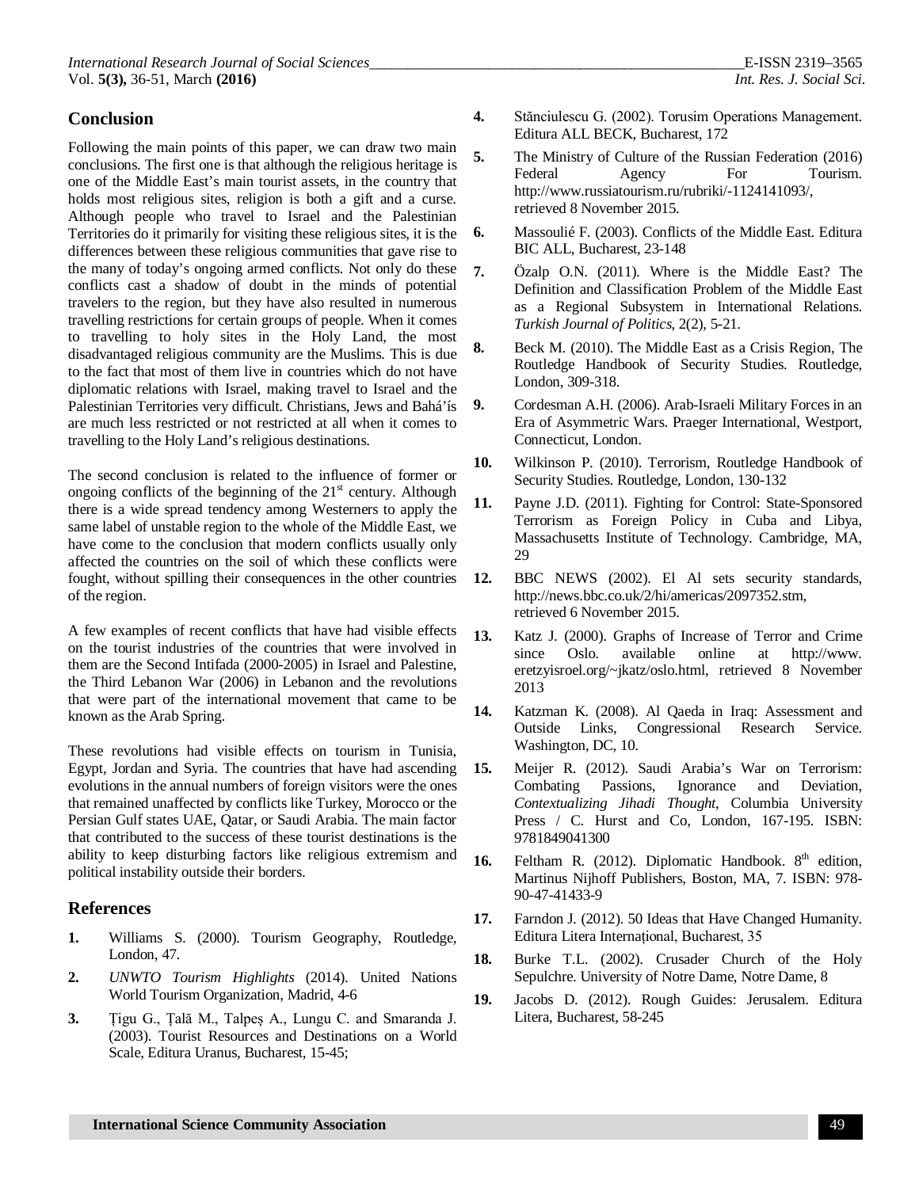## Conclusion

Following the main points of this paper, we can draw two main conclusions. The first one is that although the religious heritage is one of the Middle East's main tourist assets, in the country that holds most religious sites, religion is both a gift and a curse. Although people who travel to Israel and the Palestinian Territories do it primarily for visiting these religious sites, it is the differences between these religious communities that gave rise to the many of today's ongoing armed conflicts. Not only do these conflicts cast a shadow of doubt in the minds of potential travelers to the region, but they have also resulted in numerous travelling restrictions for certain groups of people. When it comes to travelling to holy sites in the Holy Land, the most disadvantaged religious community are the Muslims. This is due to the fact that most of them live in countries which do not have diplomatic relations with Israel, making travel to Israel and the Palestinian Territories very difficult. Christians, Jews and Bahá'ís are much less restricted or not restricted at all when it comes to travelling to the Holy Land's religious destinations.

The second conclusion is related to the influence of former or ongoing conflicts of the beginning of the 21st century. Although there is a wide spread tendency among Westerners to apply the same label of unstable region to the whole of the Middle East, we have come to the conclusion that modern conflicts usually only affected the countries on the soil of which these conflicts were fought, without spilling their consequences in the other countries of the region.

A few examples of recent conflicts that have had visible effects on the tourist industries of the countries that were involved in them are the Second Intifada (2000-2005) in Israel and Palestine, the Third Lebanon War (2006) in Lebanon and the revolutions that were part of the international movement that came to be known as the Arab Spring.

These revolutions had visible effects on tourism in Tunisia, Egypt, Jordan and Syria. The countries that have had ascending evolutions in the annual numbers of foreign visitors were the ones that remained unaffected by conflicts like Turkey, Morocco or the Persian Gulf states UAE, Qatar, or Saudi Arabia. The main factor that contributed to the success of these tourist destinations is the ability to keep disturbing factors like religious extremism and political instability outside their borders.

## References

1. Williams S. (2000). Tourism Geography, Routledge, London, 47.
2. *UNWTO Tourism Highlights* (2014). United Nations World Tourism Organization, Madrid, 4-6
3. Țigu G., Țală M., Talpeș A., Lungu C. and Smaranda J. (2003). Tourist Resources and Destinations on a World Scale, Editura Uranus, Bucharest, 15-45;
4. Stănciulescu G. (2002). Torusim Operations Management. Editura ALL BECK, Bucharest, 172
5. The Ministry of Culture of the Russian Federation (2016) Federal Agency For Tourism. http://www.russiatourism.ru/rubriki/-1124141093/, retrieved 8 November 2015.
6. Massoulié F. (2003). Conflicts of the Middle East. Editura BIC ALL, Bucharest, 23-148
7. Özalp O.N. (2011). Where is the Middle East? The Definition and Classification Problem of the Middle East as a Regional Subsystem in International Relations. *Turkish Journal of Politics*, 2(2), 5-21.
8. Beck M. (2010). The Middle East as a Crisis Region, The Routledge Handbook of Security Studies. Routledge, London, 309-318.
9. Cordesman A.H. (2006). Arab-Israeli Military Forces in an Era of Asymmetric Wars. Praeger International, Westport, Connecticut, London.
10. Wilkinson P. (2010). Terrorism, Routledge Handbook of Security Studies. Routledge, London, 130-132
11. Payne J.D. (2011). Fighting for Control: State-Sponsored Terrorism as Foreign Policy in Cuba and Libya, Massachusetts Institute of Technology. Cambridge, MA, 29
12. BBC NEWS (2002). El Al sets security standards, http://news.bbc.co.uk/2/hi/americas/2097352.stm, retrieved 6 November 2015.
13. Katz J. (2000). Graphs of Increase of Terror and Crime since Oslo. available online at http://www.eretzyisroel.org/~jkatz/oslo.html, retrieved 8 November 2013
14. Katzman K. (2008). Al Qaeda in Iraq: Assessment and Outside Links, Congressional Research Service. Washington, DC, 10.
15. Meijer R. (2012). Saudi Arabia's War on Terrorism: Combating Passions, Ignorance and Deviation, *Contextualizing Jihadi Thought*, Columbia University Press / C. Hurst and Co, London, 167-195. ISBN: 9781849041300
16. Feltham R. (2012). Diplomatic Handbook. 8th edition, Martinus Nijhoff Publishers, Boston, MA, 7. ISBN: 978-90-47-41433-9
17. Farndon J. (2012). 50 Ideas that Have Changed Humanity. Editura Litera Internațional, Bucharest, 35
18. Burke T.L. (2002). Crusader Church of the Holy Sepulchre. University of Notre Dame, Notre Dame, 8
19. Jacobs D. (2012). Rough Guides: Jerusalem. Editura Litera, Bucharest, 58-245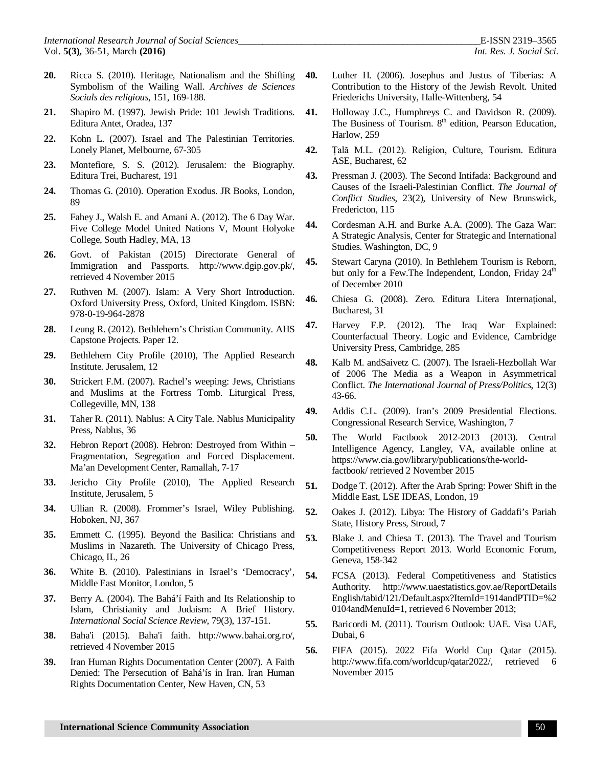**20.** Ricca S. (2010). Heritage, Nationalism and the Shifting Symbolism of the Wailing Wall. *Archives de Sciences Socials des religious*, 151, 169-188.

**21.** Shapiro M. (1997). Jewish Pride: 101 Jewish Traditions. Editura Antet, Oradea, 137

**22.** Kohn L. (2007). Israel and The Palestinian Territories. Lonely Planet, Melbourne, 67-305

**23.** Montefiore, S. S. (2012). Jerusalem: the Biography. Editura Trei, Bucharest, 191

**24.** Thomas G. (2010). Operation Exodus. JR Books, London, 89

**25.** Fahey J., Walsh E. and Amani A. (2012). The 6 Day War. Five College Model United Nations V, Mount Holyoke College, South Hadley, MA, 13

**26.** Govt. of Pakistan (2015) Directorate General of Immigration and Passports. http://www.dgip.gov.pk/, retrieved 4 November 2015

**27.** Ruthven M. (2007). Islam: A Very Short Introduction. Oxford University Press, Oxford, United Kingdom. ISBN: 978-0-19-964-2878

**28.** Leung R. (2012). Bethlehem's Christian Community. AHS Capstone Projects. Paper 12.

**29.** Bethlehem City Profile (2010), The Applied Research Institute. Jerusalem, 12

**30.** Strickert F.M. (2007). Rachel's weeping: Jews, Christians and Muslims at the Fortress Tomb. Liturgical Press, Collegeville, MN, 138

**31.** Taher R. (2011). Nablus: A City Tale. Nablus Municipality Press, Nablus, 36

**32.** Hebron Report (2008). Hebron: Destroyed from Within – Fragmentation, Segregation and Forced Displacement. Ma'an Development Center, Ramallah, 7-17

**33.** Jericho City Profile (2010), The Applied Research Institute, Jerusalem, 5

**34.** Ullian R. (2008). Frommer's Israel, Wiley Publishing. Hoboken, NJ, 367

**35.** Emmett C. (1995). Beyond the Basilica: Christians and Muslims in Nazareth. The University of Chicago Press, Chicago, IL, 26

**36.** White B. (2010). Palestinians in Israel's 'Democracy', Middle East Monitor, London, 5

**37.** Berry A. (2004). The Bahá'í Faith and Its Relationship to Islam, Christianity and Judaism: A Brief History. *International Social Science Review*, 79(3), 137-151.

**38.** Baha'i (2015). Baha'i faith. http://www.bahai.org.ro/, retrieved 4 November 2015

**39.** Iran Human Rights Documentation Center (2007). A Faith Denied: The Persecution of Bahá'ís in Iran. Iran Human Rights Documentation Center, New Haven, CN, 53

**40.** Luther H. (2006). Josephus and Justus of Tiberias: A Contribution to the History of the Jewish Revolt. United Friederichs University, Halle-Wittenberg, 54

**41.** Holloway J.C., Humphreys C. and Davidson R. (2009). The Business of Tourism. 8th edition, Pearson Education, Harlow, 259

**42.** Țală M.L. (2012). Religion, Culture, Tourism. Editura ASE, Bucharest, 62

**43.** Pressman J. (2003). The Second Intifada: Background and Causes of the Israeli-Palestinian Conflict. *The Journal of Conflict Studies*, 23(2), University of New Brunswick, Fredericton, 115

**44.** Cordesman A.H. and Burke A.A. (2009). The Gaza War: A Strategic Analysis, Center for Strategic and International Studies. Washington, DC, 9

**45.** Stewart Caryna (2010). In Bethlehem Tourism is Reborn, but only for a Few.The Independent, London, Friday 24th of December 2010

**46.** Chiesa G. (2008). Zero. Editura Litera Internațional, Bucharest, 31

**47.** Harvey F.P. (2012). The Iraq War Explained: Counterfactual Theory. Logic and Evidence, Cambridge University Press, Cambridge, 285

**48.** Kalb M. andSaivetz C. (2007). The Israeli-Hezbollah War of 2006 The Media as a Weapon in Asymmetrical Conflict. *The International Journal of Press/Politics*, 12(3) 43-66.

**49.** Addis C.L. (2009). Iran's 2009 Presidential Elections. Congressional Research Service, Washington, 7

**50.** The World Factbook 2012-2013 (2013). Central Intelligence Agency, Langley, VA, available online at https://www.cia.gov/library/publications/the-world-factbook/ retrieved 2 November 2015

**51.** Dodge T. (2012). After the Arab Spring: Power Shift in the Middle East, LSE IDEAS, London, 19

**52.** Oakes J. (2012). Libya: The History of Gaddafi's Pariah State, History Press, Stroud, 7

**53.** Blake J. and Chiesa T. (2013). The Travel and Tourism Competitiveness Report 2013. World Economic Forum, Geneva, 158-342

**54.** FCSA (2013). Federal Competitiveness and Statistics Authority. http://www.uaestatistics.gov.ae/ReportDetailsEnglish/tabid/121/Default.aspx?ItemId=1914andPTID=%20104andMenuId=1, retrieved 6 November 2013;

**55.** Baricordi M. (2011). Tourism Outlook: UAE. Visa UAE, Dubai, 6

**56.** FIFA (2015). 2022 Fifa World Cup Qatar (2015). http://www.fifa.com/worldcup/qatar2022/, retrieved 6 November 2015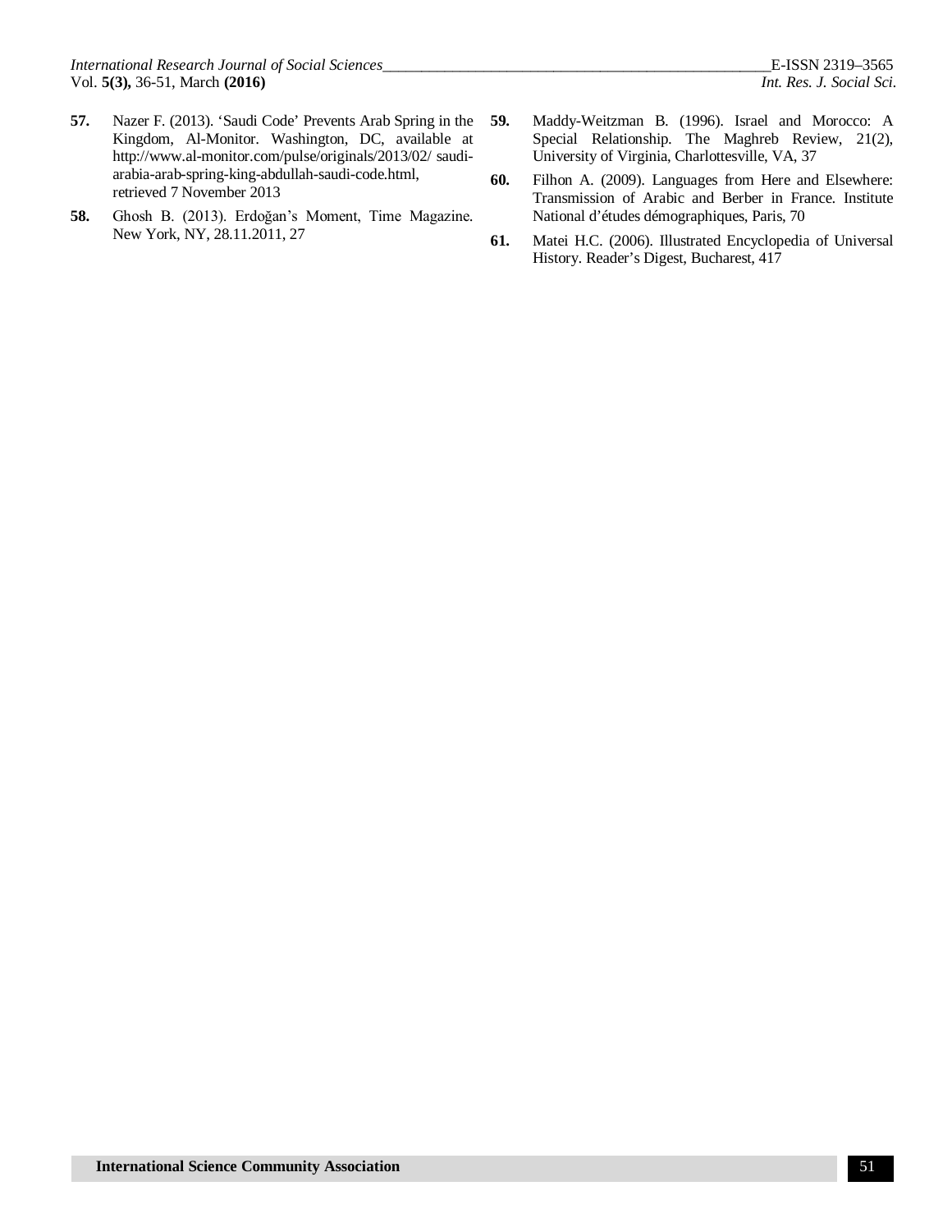**57.** Nazer F. (2013). 'Saudi Code' Prevents Arab Spring in the Kingdom, Al-Monitor. Washington, DC, available at http://www.al-monitor.com/pulse/originals/2013/02/ saudi-arabia-arab-spring-king-abdullah-saudi-code.html, retrieved 7 November 2013

**58.** Ghosh B. (2013). Erdoğan's Moment, Time Magazine. New York, NY, 28.11.2011, 27

**59.** Maddy-Weitzman B. (1996). Israel and Morocco: A Special Relationship. The Maghreb Review, 21(2), University of Virginia, Charlottesville, VA, 37

**60.** Filhon A. (2009). Languages from Here and Elsewhere: Transmission of Arabic and Berber in France. Institute National d'études démographiques, Paris, 70

**61.** Matei H.C. (2006). Illustrated Encyclopedia of Universal History. Reader's Digest, Bucharest, 417